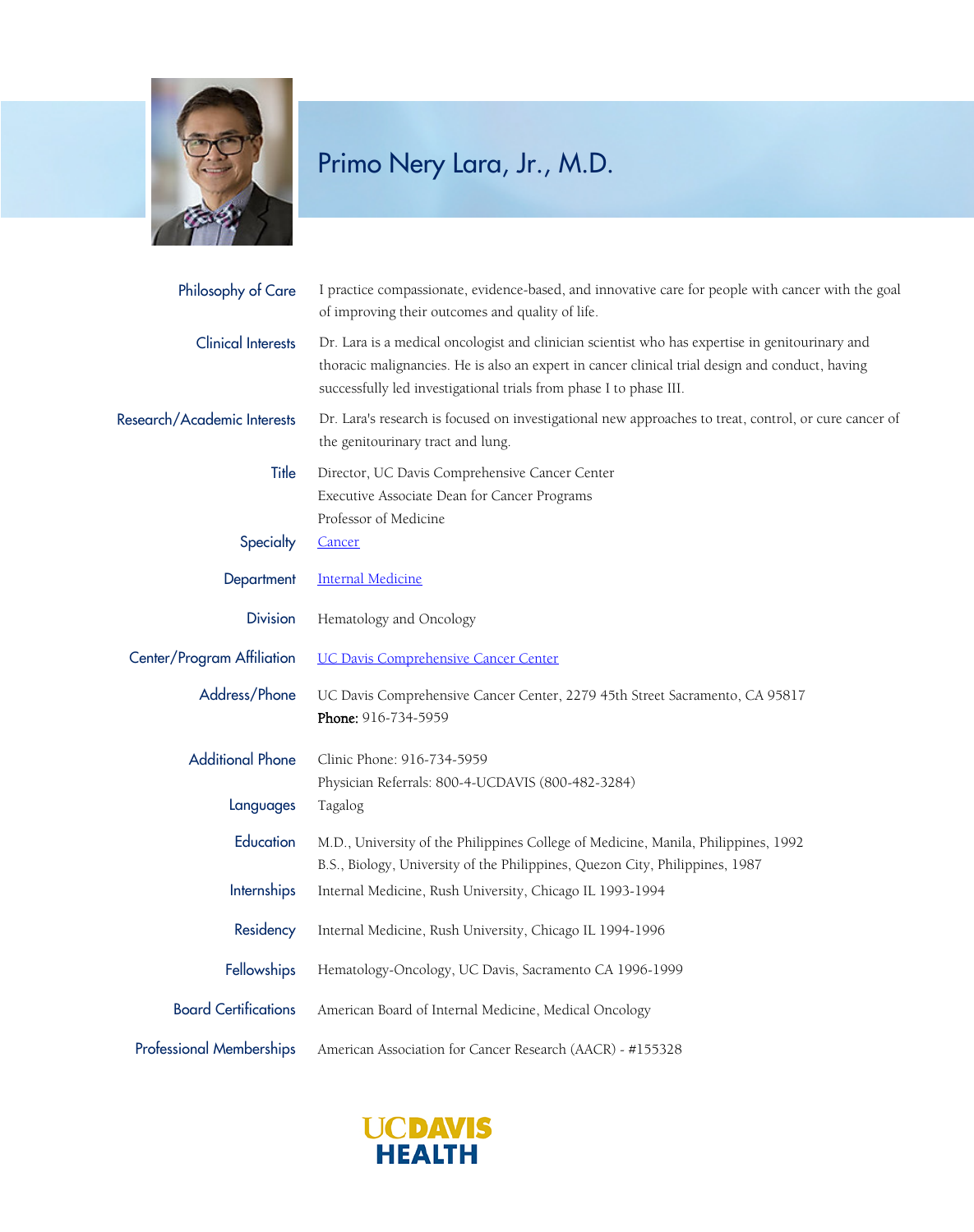# Primo Nery Lara, Jr., M.D.

| | |
|---|---|
| **Philosophy of Care** | I practice compassionate, evidence-based, and innovative care for people with cancer with the goal of improving their outcomes and quality of life. |
| **Clinical Interests** | Dr. Lara is a medical oncologist and clinician scientist who has expertise in genitourinary and thoracic malignancies. He is also an expert in cancer clinical trial design and conduct, having successfully led investigational trials from phase I to phase III. |
| **Research/Academic Interests** | Dr. Lara's research is focused on investigational new approaches to treat, control, or cure cancer of the genitourinary tract and lung. |
| **Title** | Director, UC Davis Comprehensive Cancer Center<br>Executive Associate Dean for Cancer Programs<br>Professor of Medicine |
| **Specialty** | Cancer |
| **Department** | Internal Medicine |
| **Division** | Hematology and Oncology |
| **Center/Program Affiliation** | UC Davis Comprehensive Cancer Center |
| **Address/Phone** | UC Davis Comprehensive Cancer Center, 2279 45th Street Sacramento, CA 95817<br>**Phone:** 916-734-5959 |
| **Additional Phone** | Clinic Phone: 916-734-5959<br>Physician Referrals: 800-4-UCDAVIS (800-482-3284) |
| **Languages** | Tagalog |
| **Education** | M.D., University of the Philippines College of Medicine, Manila, Philippines, 1992<br>B.S., Biology, University of the Philippines, Quezon City, Philippines, 1987 |
| **Internships** | Internal Medicine, Rush University, Chicago IL 1993-1994 |
| **Residency** | Internal Medicine, Rush University, Chicago IL 1994-1996 |
| **Fellowships** | Hematology-Oncology, UC Davis, Sacramento CA 1996-1999 |
| **Board Certifications** | American Board of Internal Medicine, Medical Oncology |
| **Professional Memberships** | American Association for Cancer Research (AACR) - #155328 |

UC DAVIS HEALTH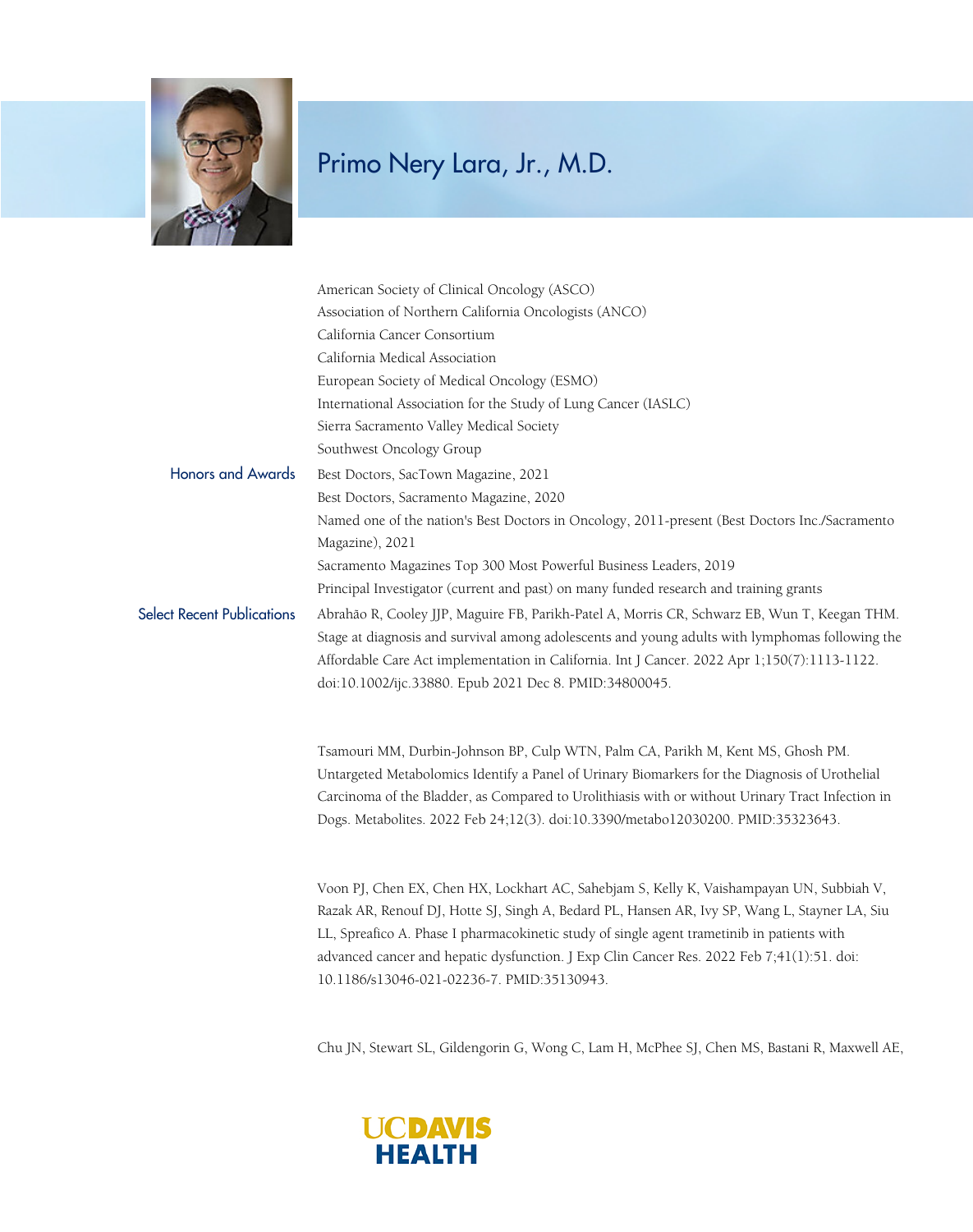# Primo Nery Lara, Jr., M.D.

American Society of Clinical Oncology (ASCO)
Association of Northern California Oncologists (ANCO)
California Cancer Consortium
California Medical Association
European Society of Medical Oncology (ESMO)
International Association for the Study of Lung Cancer (IASLC)
Sierra Sacramento Valley Medical Society
Southwest Oncology Group

## Honors and Awards

Best Doctors, SacTown Magazine, 2021
Best Doctors, Sacramento Magazine, 2020
Named one of the nation's Best Doctors in Oncology, 2011-present (Best Doctors Inc./Sacramento Magazine), 2021
Sacramento Magazines Top 300 Most Powerful Business Leaders, 2019
Principal Investigator (current and past) on many funded research and training grants

## Select Recent Publications

Abrahão R, Cooley JJP, Maguire FB, Parikh-Patel A, Morris CR, Schwarz EB, Wun T, Keegan THM. Stage at diagnosis and survival among adolescents and young adults with lymphomas following the Affordable Care Act implementation in California. Int J Cancer. 2022 Apr 1;150(7):1113-1122. doi:10.1002/ijc.33880. Epub 2021 Dec 8. PMID:34800045.

Tsamouri MM, Durbin-Johnson BP, Culp WTN, Palm CA, Parikh M, Kent MS, Ghosh PM. Untargeted Metabolomics Identify a Panel of Urinary Biomarkers for the Diagnosis of Urothelial Carcinoma of the Bladder, as Compared to Urolithiasis with or without Urinary Tract Infection in Dogs. Metabolites. 2022 Feb 24;12(3). doi:10.3390/metabo12030200. PMID:35323643.

Voon PJ, Chen EX, Chen HX, Lockhart AC, Sahebjam S, Kelly K, Vaishampayan UN, Subbiah V, Razak AR, Renouf DJ, Hotte SJ, Singh A, Bedard PL, Hansen AR, Ivy SP, Wang L, Stayner LA, Siu LL, Spreafico A. Phase I pharmacokinetic study of single agent trametinib in patients with advanced cancer and hepatic dysfunction. J Exp Clin Cancer Res. 2022 Feb 7;41(1):51. doi: 10.1186/s13046-021-02236-7. PMID:35130943.

Chu JN, Stewart SL, Gildengorin G, Wong C, Lam H, McPhee SJ, Chen MS, Bastani R, Maxwell AE,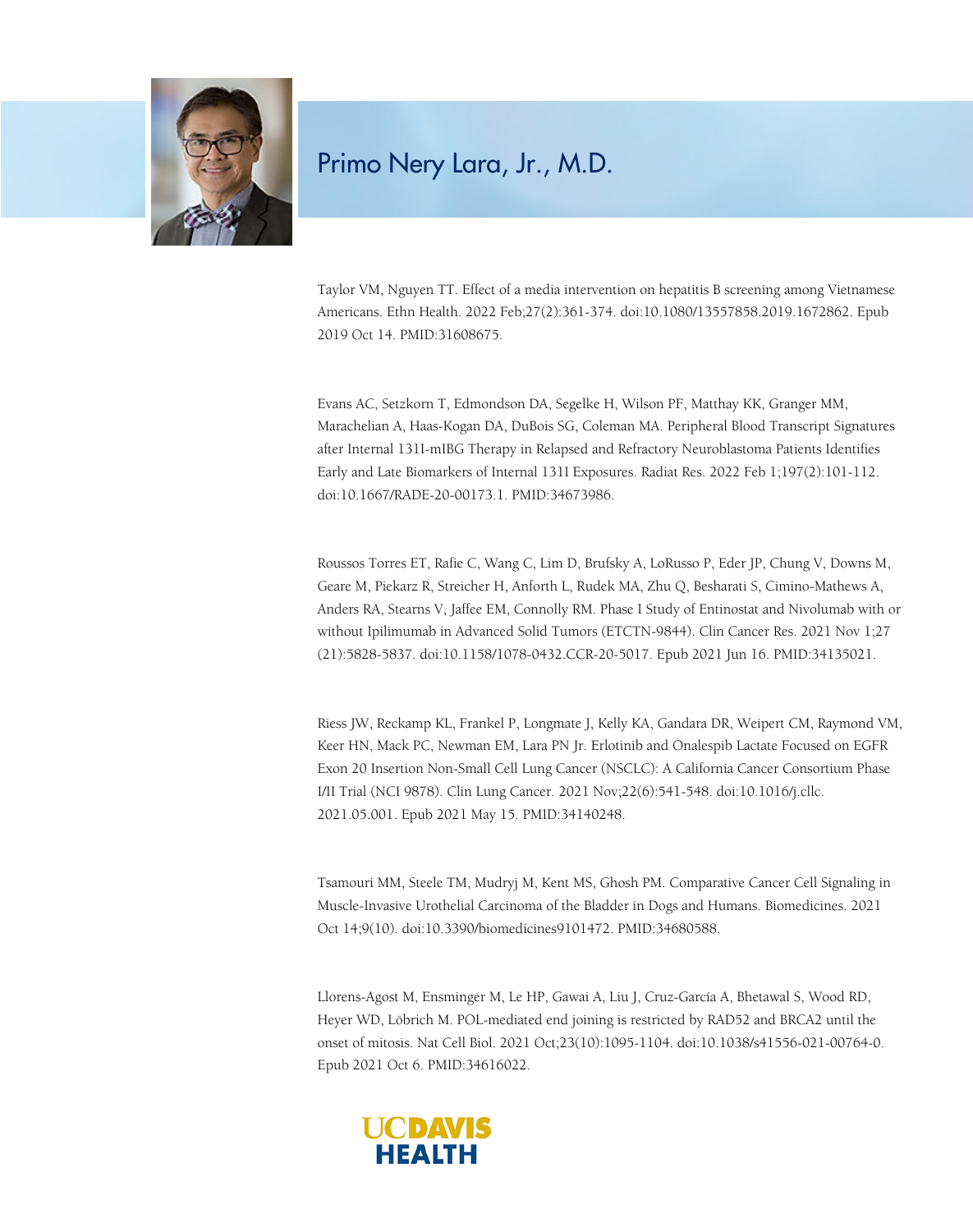# Primo Nery Lara, Jr., M.D.

Taylor VM, Nguyen TT. Effect of a media intervention on hepatitis B screening among Vietnamese Americans. Ethn Health. 2022 Feb;27(2):361-374. doi:10.1080/13557858.2019.1672862. Epub 2019 Oct 14. PMID:31608675.

Evans AC, Setzkorn T, Edmondson DA, Segelke H, Wilson PF, Matthay KK, Granger MM, Marachelian A, Haas-Kogan DA, DuBois SG, Coleman MA. Peripheral Blood Transcript Signatures after Internal 131I-mIBG Therapy in Relapsed and Refractory Neuroblastoma Patients Identifies Early and Late Biomarkers of Internal 131I Exposures. Radiat Res. 2022 Feb 1;197(2):101-112. doi:10.1667/RADE-20-00173.1. PMID:34673986.

Roussos Torres ET, Rafie C, Wang C, Lim D, Brufsky A, LoRusso P, Eder JP, Chung V, Downs M, Geare M, Piekarz R, Streicher H, Anforth L, Rudek MA, Zhu Q, Besharati S, Cimino-Mathews A, Anders RA, Stearns V, Jaffee EM, Connolly RM. Phase I Study of Entinostat and Nivolumab with or without Ipilimumab in Advanced Solid Tumors (ETCTN-9844). Clin Cancer Res. 2021 Nov 1;27(21):5828-5837. doi:10.1158/1078-0432.CCR-20-5017. Epub 2021 Jun 16. PMID:34135021.

Riess JW, Reckamp KL, Frankel P, Longmate J, Kelly KA, Gandara DR, Weipert CM, Raymond VM, Keer HN, Mack PC, Newman EM, Lara PN Jr. Erlotinib and Onalespib Lactate Focused on EGFR Exon 20 Insertion Non-Small Cell Lung Cancer (NSCLC): A California Cancer Consortium Phase I/II Trial (NCI 9878). Clin Lung Cancer. 2021 Nov;22(6):541-548. doi:10.1016/j.cllc.2021.05.001. Epub 2021 May 15. PMID:34140248.

Tsamouri MM, Steele TM, Mudryj M, Kent MS, Ghosh PM. Comparative Cancer Cell Signaling in Muscle-Invasive Urothelial Carcinoma of the Bladder in Dogs and Humans. Biomedicines. 2021 Oct 14;9(10). doi:10.3390/biomedicines9101472. PMID:34680588.

Llorens-Agost M, Ensminger M, Le HP, Gawai A, Liu J, Cruz-García A, Bhetawal S, Wood RD, Heyer WD, Löbrich M. POL-mediated end joining is restricted by RAD52 and BRCA2 until the onset of mitosis. Nat Cell Biol. 2021 Oct;23(10):1095-1104. doi:10.1038/s41556-021-00764-0. Epub 2021 Oct 6. PMID:34616022.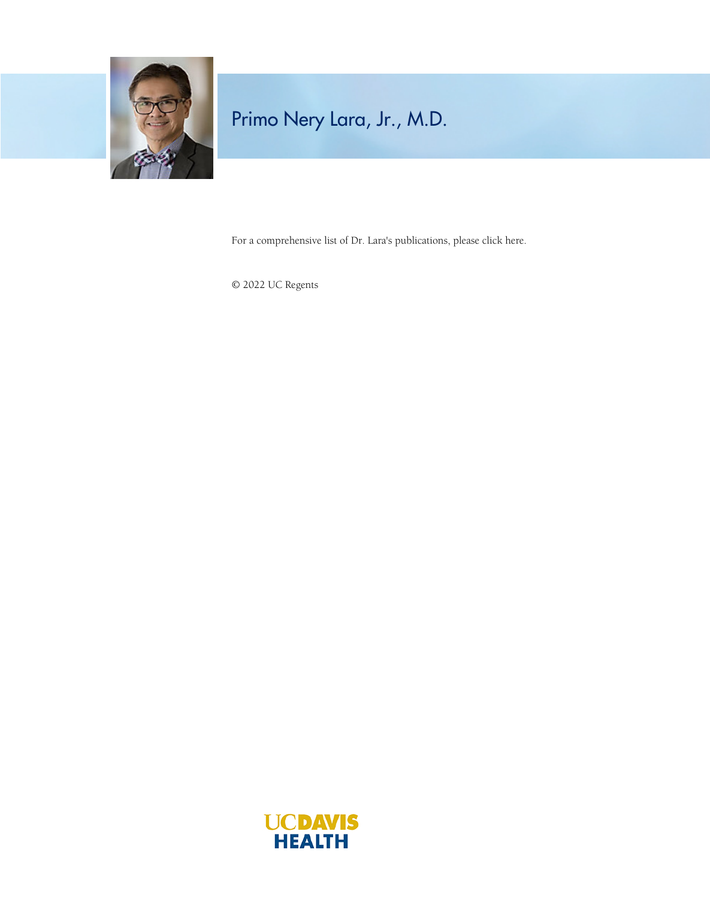# Primo Nery Lara, Jr., M.D.

For a comprehensive list of Dr. Lara's publications, please click here.

© 2022 UC Regents

UC DAVIS HEALTH